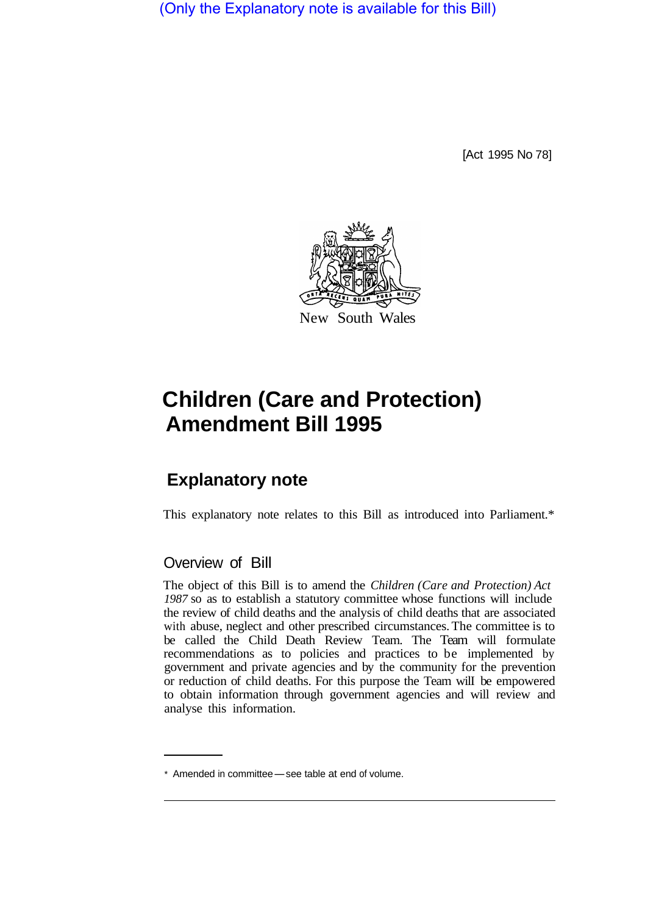(Only the Explanatory note is available for this Bill)

[Act 1995 No 78]

New South Wales

# Children (Care and Protection) Amendment Bill 1995

## Explanatory note

This explanatory note relates to this Bill as introduced into Parliament.*

### Overview of Bill

The object of this Bill is to amend the *Children (Care and Protection) Act 1987* so as to establish a statutory committee whose functions will include the review of child deaths and the analysis of child deaths that are associated with abuse, neglect and other prescribed circumstances. The committee is to be called the Child Death Review Team. The Team will formulate recommendations as to policies and practices to be implemented by government and private agencies and by the community for the prevention or reduction of child deaths. For this purpose the Team will be empowered to obtain information through government agencies and will review and analyse this information.

\* Amended in committee—see table at end of volume.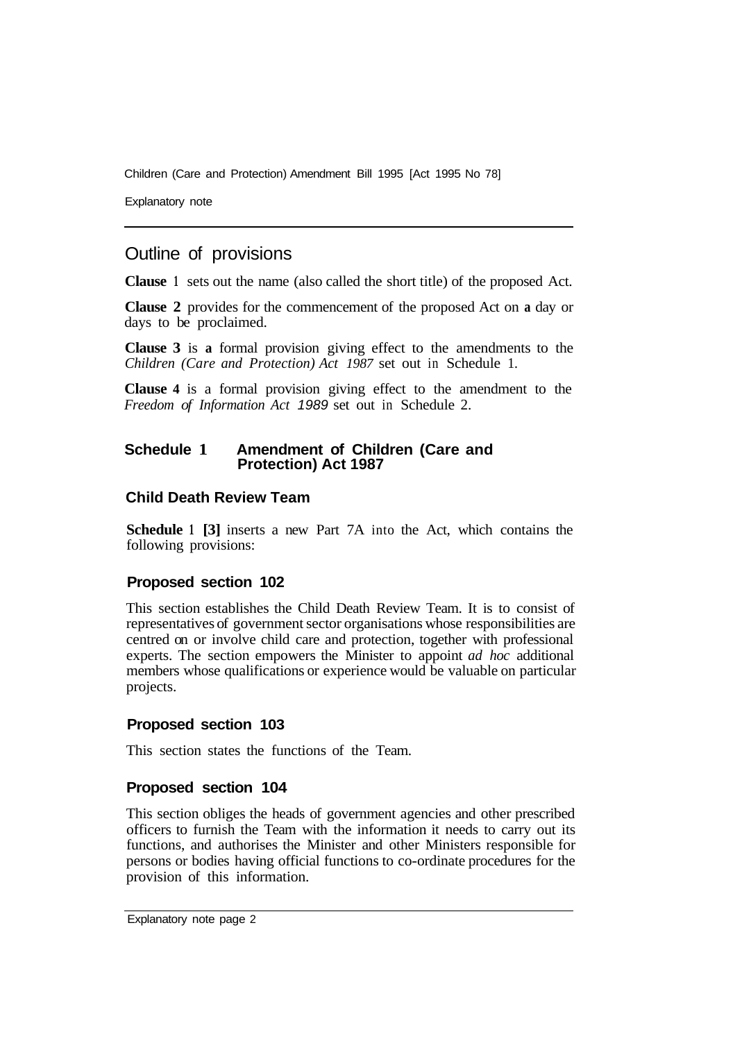## Outline of provisions

**Clause 1** sets out the name (also called the short title) of the proposed Act.

**Clause 2** provides for the commencement of the proposed Act on **a** day or days to be proclaimed.

**Clause 3** is **a** formal provision giving effect to the amendments to the *Children (Care and Protection) Act 1987* set out in Schedule 1.

**Clause 4** is a formal provision giving effect to the amendment to the *Freedom of Information Act 1989* set out in Schedule 2.

## Schedule 1 Amendment of Children (Care and Protection) Act 1987

### Child Death Review Team

**Schedule** 1 **[3]** inserts a new Part 7A into the Act, which contains the following provisions:

### Proposed section 102

This section establishes the Child Death Review Team. It is to consist of representatives of government sector organisations whose responsibilities are centred on or involve child care and protection, together with professional experts. The section empowers the Minister to appoint *ad hoc* additional members whose qualifications or experience would be valuable on particular projects.

### Proposed section 103

This section states the functions of the Team.

### Proposed section 104

This section obliges the heads of government agencies and other prescribed officers to furnish the Team with the information it needs to carry out its functions, and authorises the Minister and other Ministers responsible for persons or bodies having official functions to co-ordinate procedures for the provision of this information.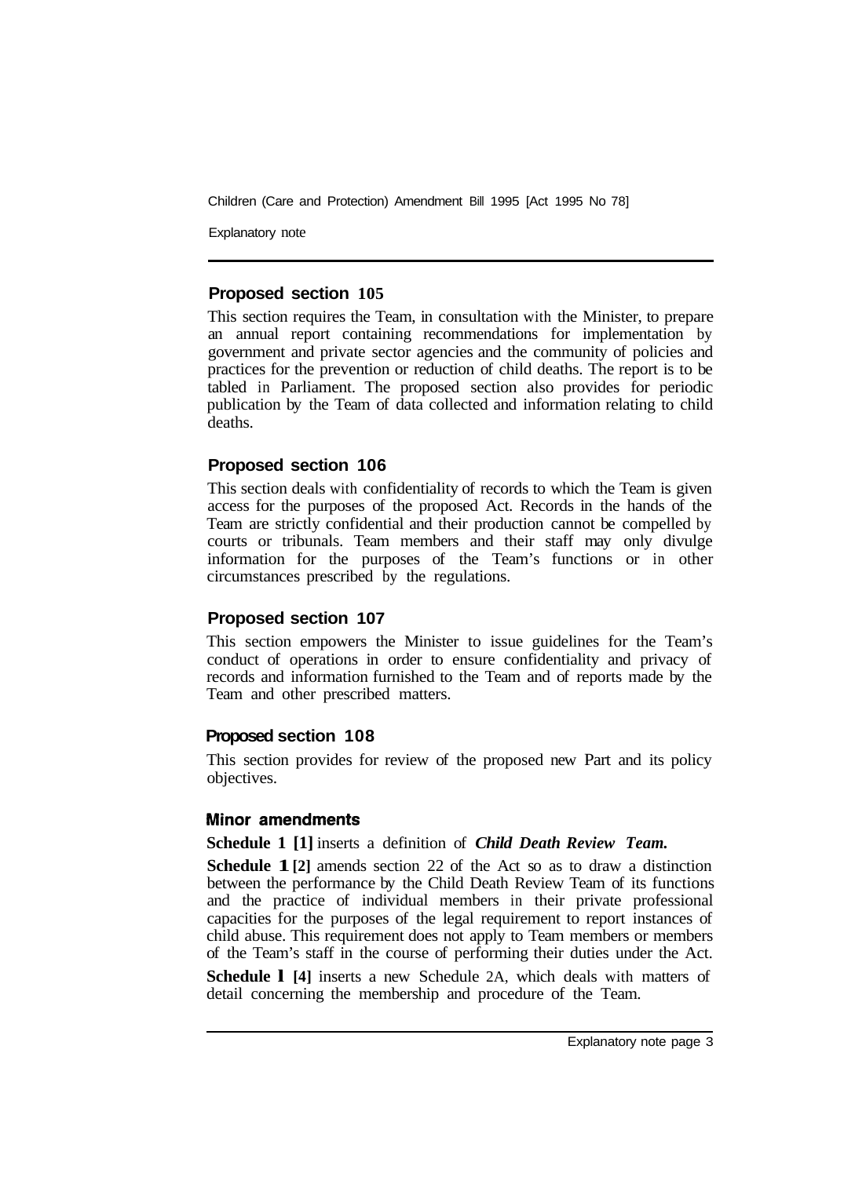### Proposed section 105

This section requires the Team, in consultation with the Minister, to prepare an annual report containing recommendations for implementation by government and private sector agencies and the community of policies and practices for the prevention or reduction of child deaths. The report is to be tabled in Parliament. The proposed section also provides for periodic publication by the Team of data collected and information relating to child deaths.

### Proposed section 106

This section deals with confidentiality of records to which the Team is given access for the purposes of the proposed Act. Records in the hands of the Team are strictly confidential and their production cannot be compelled by courts or tribunals. Team members and their staff may only divulge information for the purposes of the Team's functions or in other circumstances prescribed by the regulations.

### Proposed section 107

This section empowers the Minister to issue guidelines for the Team's conduct of operations in order to ensure confidentiality and privacy of records and information furnished to the Team and of reports made by the Team and other prescribed matters.

### Proposed section 108

This section provides for review of the proposed new Part and its policy objectives.

### Minor amendments

**Schedule 1 [1]** inserts a definition of ***Child Death Review Team.***

**Schedule 1 [2]** amends section 22 of the Act so as to draw a distinction between the performance by the Child Death Review Team of its functions and the practice of individual members in their private professional capacities for the purposes of the legal requirement to report instances of child abuse. This requirement does not apply to Team members or members of the Team's staff in the course of performing their duties under the Act.

**Schedule 1 [4]** inserts a new Schedule 2A, which deals with matters of detail concerning the membership and procedure of the Team.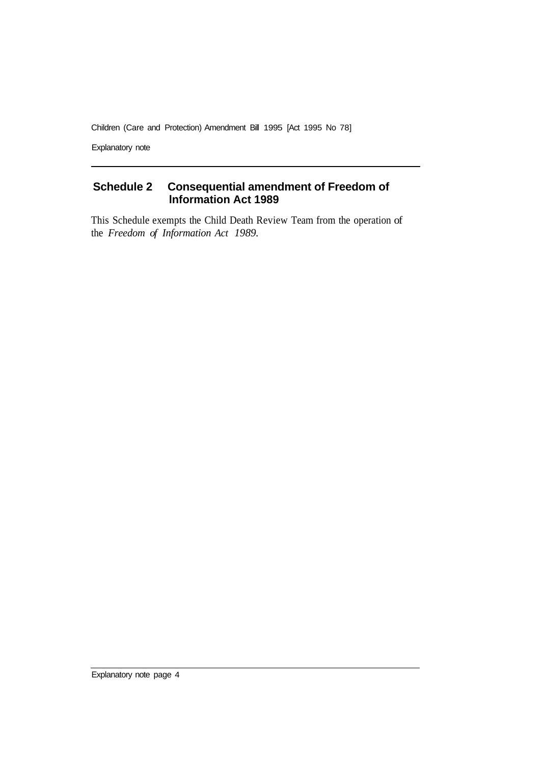## Schedule 2 Consequential amendment of Freedom of Information Act 1989

This Schedule exempts the Child Death Review Team from the operation of the *Freedom of Information Act 1989.*